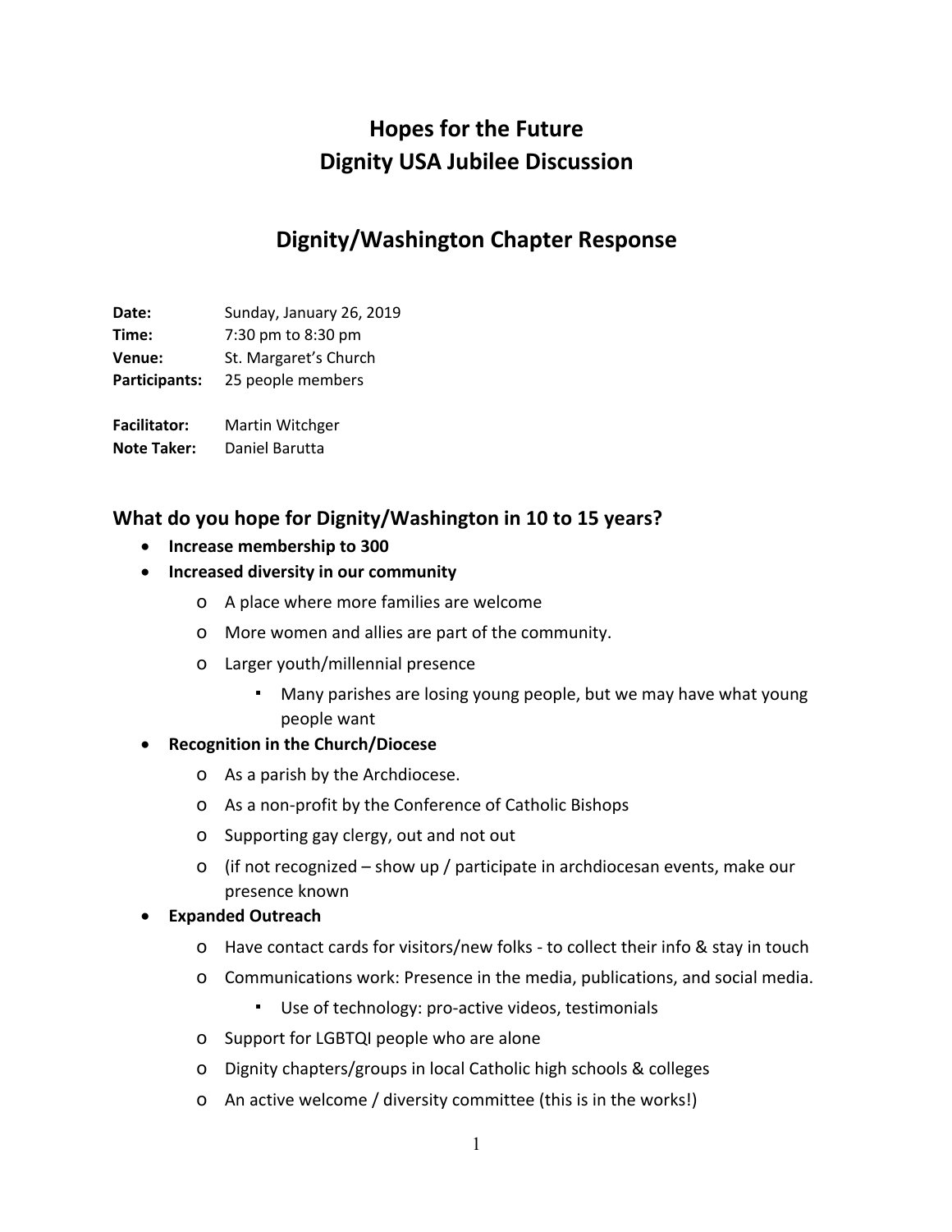# Hopes for the Future
# Dignity USA Jubilee Discussion

## Dignity/Washington Chapter Response

**Date:** Sunday, January 26, 2019
**Time:** 7:30 pm to 8:30 pm
**Venue:** St. Margaret's Church
**Participants:** 25 people members

**Facilitator:** Martin Witchger
**Note Taker:** Daniel Barutta

### What do you hope for Dignity/Washington in 10 to 15 years?

- **Increase membership to 300**
- **Increased diversity in our community**
  - A place where more families are welcome
  - More women and allies are part of the community.
  - Larger youth/millennial presence
    - Many parishes are losing young people, but we may have what young people want
- **Recognition in the Church/Diocese**
  - As a parish by the Archdiocese.
  - As a non-profit by the Conference of Catholic Bishops
  - Supporting gay clergy, out and not out
  - (if not recognized – show up / participate in archdiocesan events, make our presence known
- **Expanded Outreach**
  - Have contact cards for visitors/new folks - to collect their info & stay in touch
  - Communications work: Presence in the media, publications, and social media.
    - Use of technology: pro-active videos, testimonials
  - Support for LGBTQI people who are alone
  - Dignity chapters/groups in local Catholic high schools & colleges
  - An active welcome / diversity committee (this is in the works!)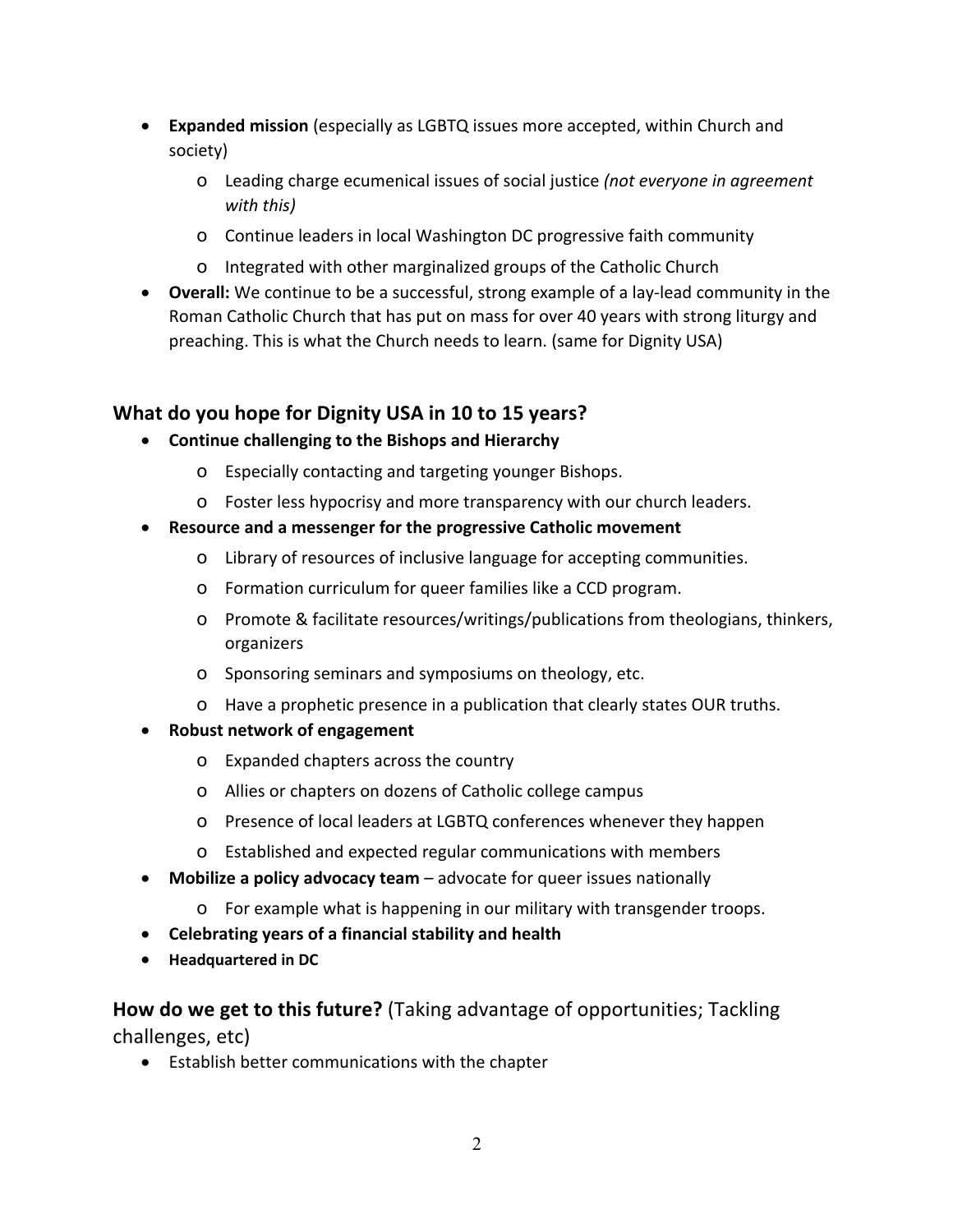- **Expanded mission** (especially as LGBTQ issues more accepted, within Church and society)
  - Leading charge ecumenical issues of social justice *(not everyone in agreement with this)*
  - Continue leaders in local Washington DC progressive faith community
  - Integrated with other marginalized groups of the Catholic Church
- **Overall:** We continue to be a successful, strong example of a lay-lead community in the Roman Catholic Church that has put on mass for over 40 years with strong liturgy and preaching. This is what the Church needs to learn. (same for Dignity USA)

## What do you hope for Dignity USA in 10 to 15 years?

- **Continue challenging to the Bishops and Hierarchy**
  - Especially contacting and targeting younger Bishops.
  - Foster less hypocrisy and more transparency with our church leaders.
- **Resource and a messenger for the progressive Catholic movement**
  - Library of resources of inclusive language for accepting communities.
  - Formation curriculum for queer families like a CCD program.
  - Promote & facilitate resources/writings/publications from theologians, thinkers, organizers
  - Sponsoring seminars and symposiums on theology, etc.
  - Have a prophetic presence in a publication that clearly states OUR truths.
- **Robust network of engagement**
  - Expanded chapters across the country
  - Allies or chapters on dozens of Catholic college campus
  - Presence of local leaders at LGBTQ conferences whenever they happen
  - Established and expected regular communications with members
- **Mobilize a policy advocacy team** – advocate for queer issues nationally
  - For example what is happening in our military with transgender troops.
- **Celebrating years of a financial stability and health**
- **Headquartered in DC**

## How do we get to this future? (Taking advantage of opportunities; Tackling challenges, etc)

- Establish better communications with the chapter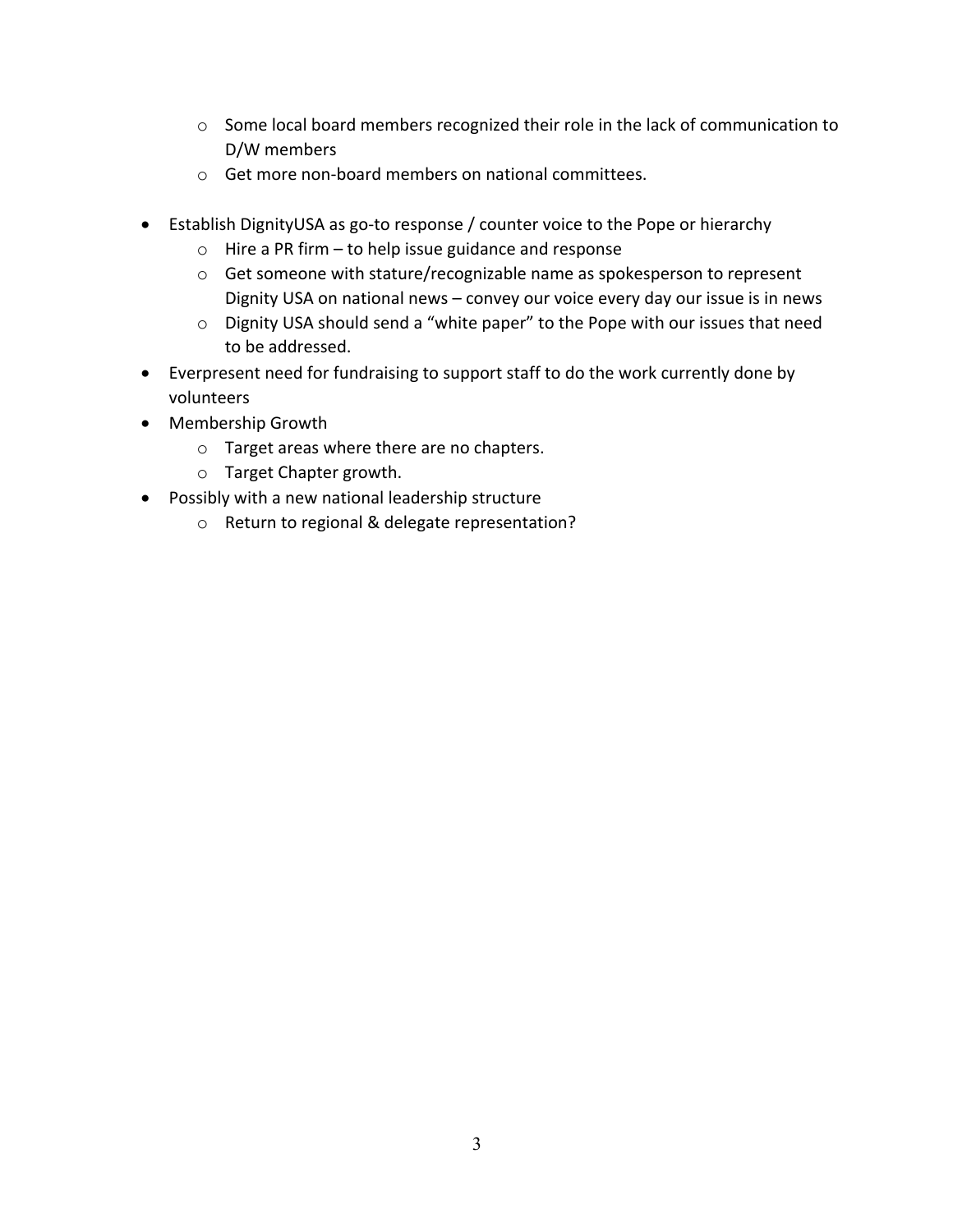- Some local board members recognized their role in the lack of communication to D/W members
  - Get more non-board members on national committees.

- Establish DignityUSA as go-to response / counter voice to the Pope or hierarchy
  - Hire a PR firm – to help issue guidance and response
  - Get someone with stature/recognizable name as spokesperson to represent Dignity USA on national news – convey our voice every day our issue is in news
  - Dignity USA should send a "white paper" to the Pope with our issues that need to be addressed.
- Everpresent need for fundraising to support staff to do the work currently done by volunteers
- Membership Growth
  - Target areas where there are no chapters.
  - Target Chapter growth.
- Possibly with a new national leadership structure
  - Return to regional & delegate representation?